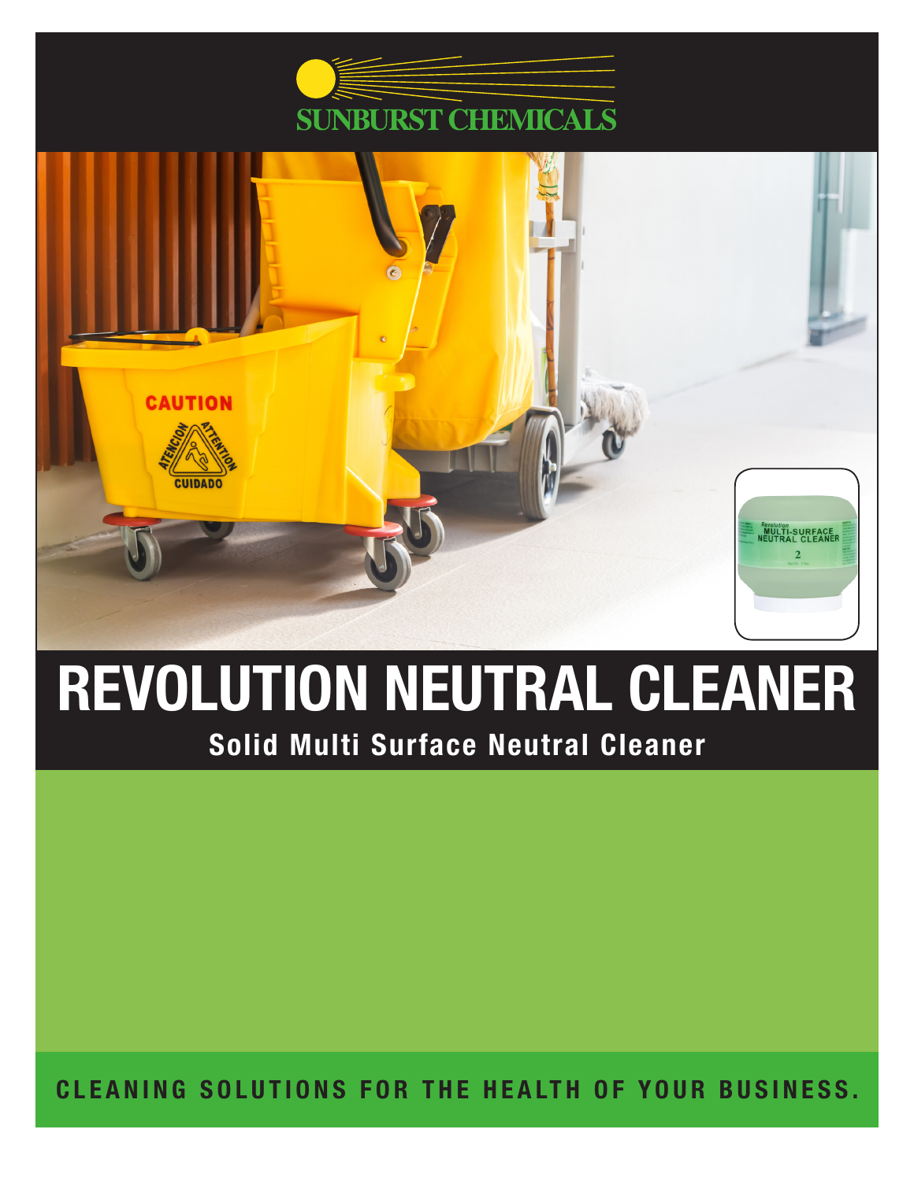SUNBURST CHEMICALS

# REVOLUTION NEUTRAL CLEANER

## Solid Multi Surface Neutral Cleaner

**CLEANING SOLUTIONS FOR THE HEALTH OF YOUR BUSINESS.**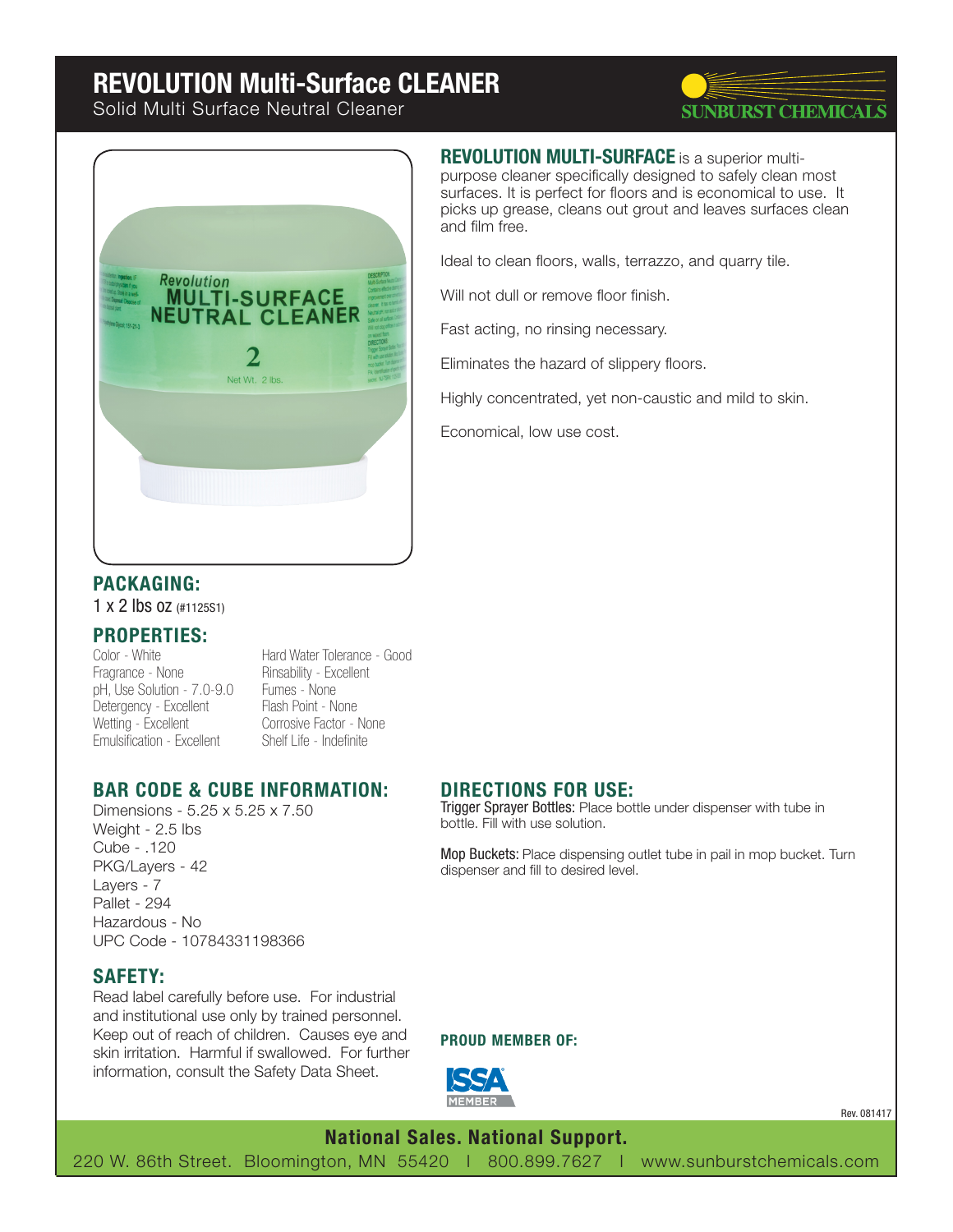# REVOLUTION Multi-Surface CLEANER

Solid Multi Surface Neutral Cleaner

SUNBURST CHEMICALS

**REVOLUTION MULTI-SURFACE** is a superior multi-purpose cleaner specifically designed to safely clean most surfaces. It is perfect for floors and is economical to use. It picks up grease, cleans out grout and leaves surfaces clean and film free.

Ideal to clean floors, walls, terrazzo, and quarry tile.

Will not dull or remove floor finish.

Fast acting, no rinsing necessary.

Eliminates the hazard of slippery floors.

Highly concentrated, yet non-caustic and mild to skin.

Economical, low use cost.

## PACKAGING:

1 x 2 lbs oz (#1125S1)

## PROPERTIES:

| | |
|---|---|
| Color - White | Hard Water Tolerance - Good |
| Fragrance - None | Rinsability - Excellent |
| pH, Use Solution - 7.0-9.0 | Fumes - None |
| Detergency - Excellent | Flash Point - None |
| Wetting - Excellent | Corrosive Factor - None |
| Emulsification - Excellent | Shelf Life - Indefinite |

## BAR CODE & CUBE INFORMATION:

Dimensions - 5.25 x 5.25 x 7.50
Weight - 2.5 lbs
Cube - .120
PKG/Layers - 42
Layers - 7
Pallet - 294
Hazardous - No
UPC Code - 10784331198366

## DIRECTIONS FOR USE:

Trigger Sprayer Bottles: Place bottle under dispenser with tube in bottle. Fill with use solution.

Mop Buckets: Place dispensing outlet tube in pail in mop bucket. Turn dispenser and fill to desired level.

## SAFETY:

Read label carefully before use. For industrial and institutional use only by trained personnel. Keep out of reach of children. Causes eye and skin irritation. Harmful if swallowed. For further information, consult the Safety Data Sheet.

**PROUD MEMBER OF:**

ISSA MEMBER

Rev. 081417

**National Sales. National Support.**

220 W. 86th Street. Bloomington, MN 55420 | 800.899.7627 | www.sunburstchemicals.com